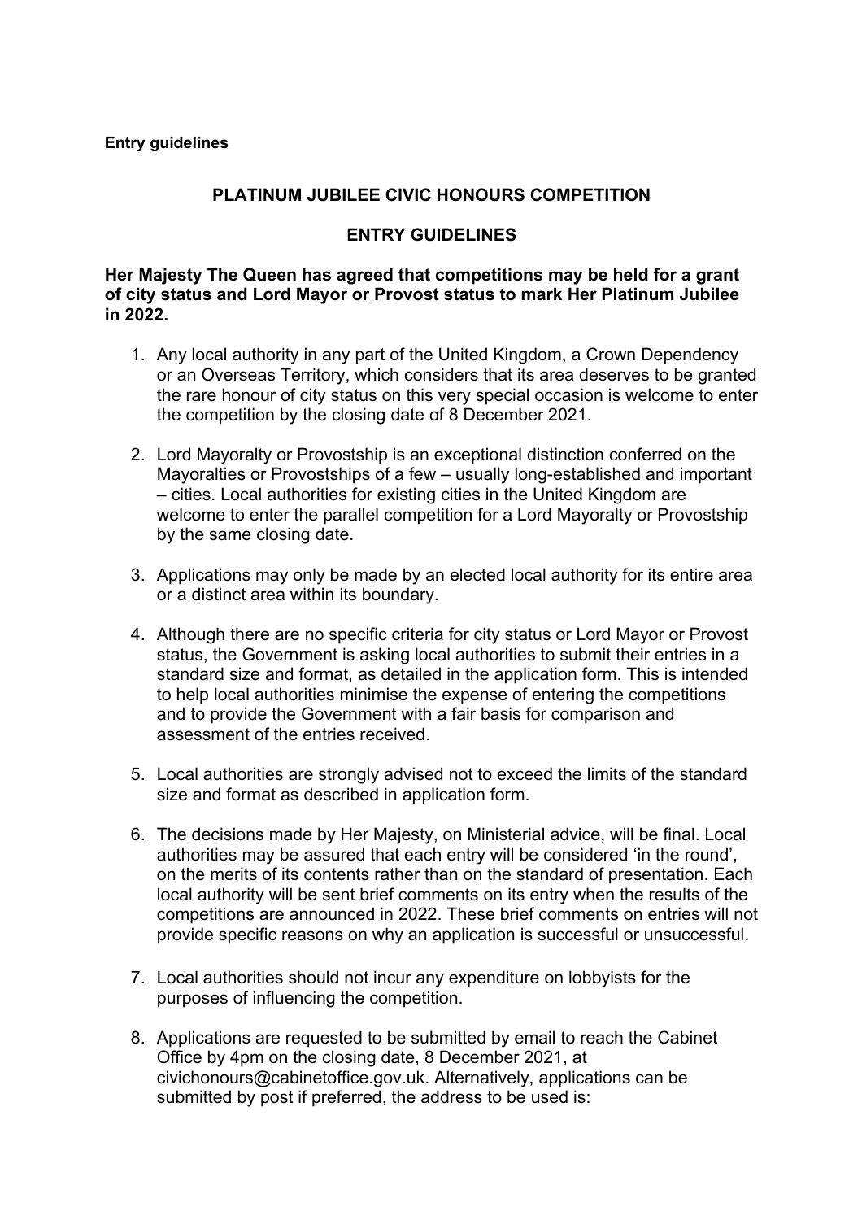**Entry guidelines**

## PLATINUM JUBILEE CIVIC HONOURS COMPETITION

## ENTRY GUIDELINES

**Her Majesty The Queen has agreed that competitions may be held for a grant of city status and Lord Mayor or Provost status to mark Her Platinum Jubilee in 2022.**

1. Any local authority in any part of the United Kingdom, a Crown Dependency or an Overseas Territory, which considers that its area deserves to be granted the rare honour of city status on this very special occasion is welcome to enter the competition by the closing date of 8 December 2021.

2. Lord Mayoralty or Provostship is an exceptional distinction conferred on the Mayoralties or Provostships of a few – usually long-established and important – cities. Local authorities for existing cities in the United Kingdom are welcome to enter the parallel competition for a Lord Mayoralty or Provostship by the same closing date.

3. Applications may only be made by an elected local authority for its entire area or a distinct area within its boundary.

4. Although there are no specific criteria for city status or Lord Mayor or Provost status, the Government is asking local authorities to submit their entries in a standard size and format, as detailed in the application form. This is intended to help local authorities minimise the expense of entering the competitions and to provide the Government with a fair basis for comparison and assessment of the entries received.

5. Local authorities are strongly advised not to exceed the limits of the standard size and format as described in application form.

6. The decisions made by Her Majesty, on Ministerial advice, will be final. Local authorities may be assured that each entry will be considered 'in the round', on the merits of its contents rather than on the standard of presentation. Each local authority will be sent brief comments on its entry when the results of the competitions are announced in 2022. These brief comments on entries will not provide specific reasons on why an application is successful or unsuccessful.

7. Local authorities should not incur any expenditure on lobbyists for the purposes of influencing the competition.

8. Applications are requested to be submitted by email to reach the Cabinet Office by 4pm on the closing date, 8 December 2021, at civichonours@cabinetoffice.gov.uk. Alternatively, applications can be submitted by post if preferred, the address to be used is: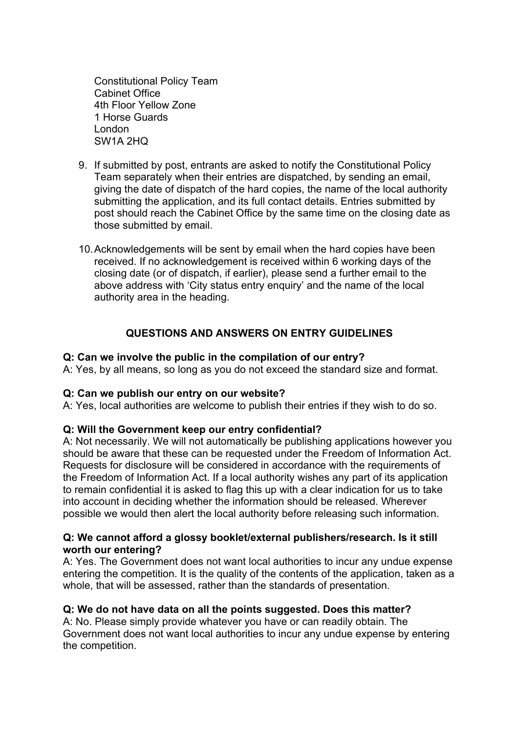Constitutional Policy Team
Cabinet Office
4th Floor Yellow Zone
1 Horse Guards
London
SW1A 2HQ

9. If submitted by post, entrants are asked to notify the Constitutional Policy Team separately when their entries are dispatched, by sending an email, giving the date of dispatch of the hard copies, the name of the local authority submitting the application, and its full contact details. Entries submitted by post should reach the Cabinet Office by the same time on the closing date as those submitted by email.

10. Acknowledgements will be sent by email when the hard copies have been received. If no acknowledgement is received within 6 working days of the closing date (or of dispatch, if earlier), please send a further email to the above address with 'City status entry enquiry' and the name of the local authority area in the heading.

## QUESTIONS AND ANSWERS ON ENTRY GUIDELINES

**Q: Can we involve the public in the compilation of our entry?**
A: Yes, by all means, so long as you do not exceed the standard size and format.

**Q: Can we publish our entry on our website?**
A: Yes, local authorities are welcome to publish their entries if they wish to do so.

**Q: Will the Government keep our entry confidential?**
A: Not necessarily. We will not automatically be publishing applications however you should be aware that these can be requested under the Freedom of Information Act. Requests for disclosure will be considered in accordance with the requirements of the Freedom of Information Act. If a local authority wishes any part of its application to remain confidential it is asked to flag this up with a clear indication for us to take into account in deciding whether the information should be released. Wherever possible we would then alert the local authority before releasing such information.

**Q: We cannot afford a glossy booklet/external publishers/research. Is it still worth our entering?**
A: Yes. The Government does not want local authorities to incur any undue expense entering the competition. It is the quality of the contents of the application, taken as a whole, that will be assessed, rather than the standards of presentation.

**Q: We do not have data on all the points suggested. Does this matter?**
A: No. Please simply provide whatever you have or can readily obtain. The Government does not want local authorities to incur any undue expense by entering the competition.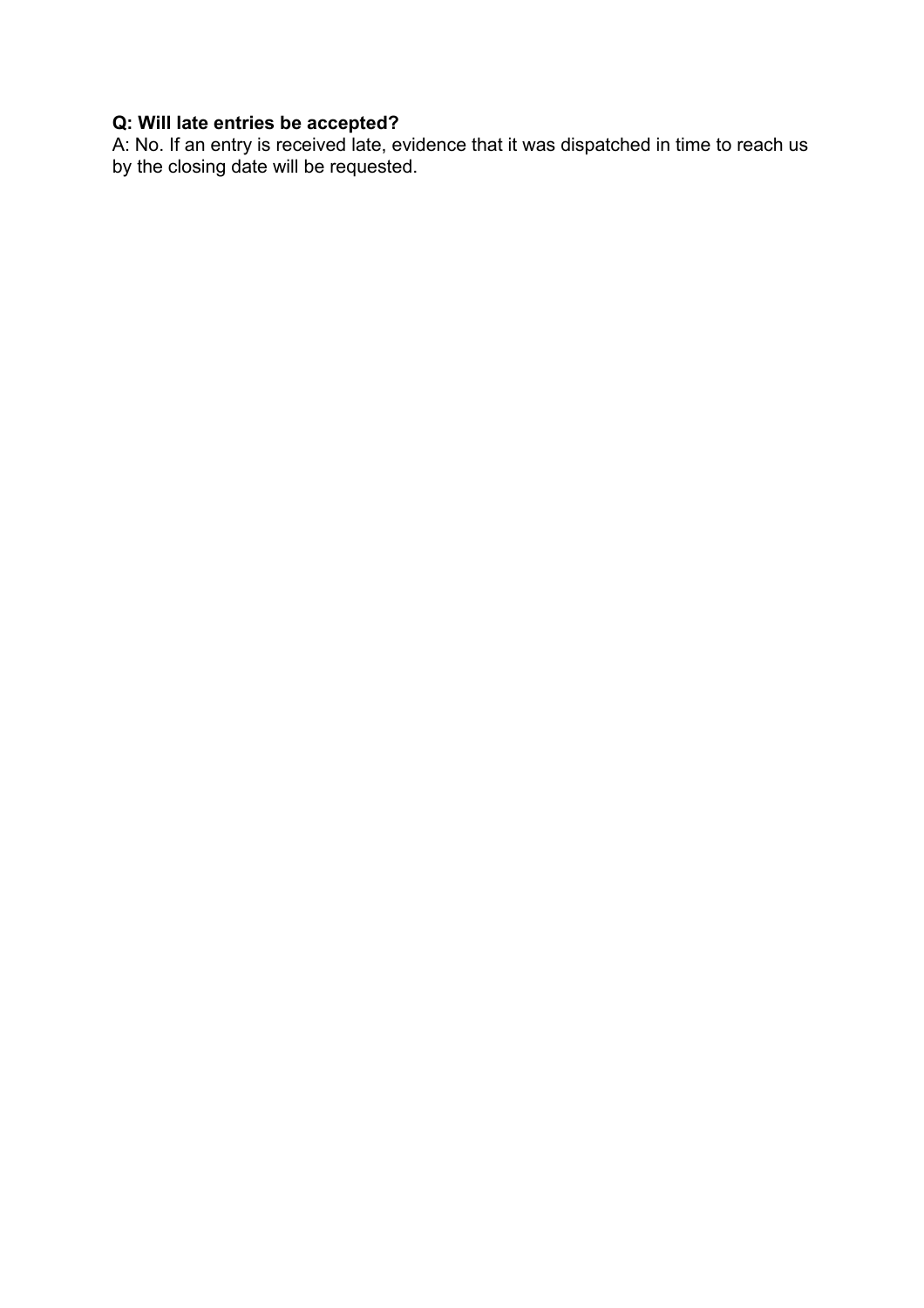**Q: Will late entries be accepted?**
A: No. If an entry is received late, evidence that it was dispatched in time to reach us by the closing date will be requested.